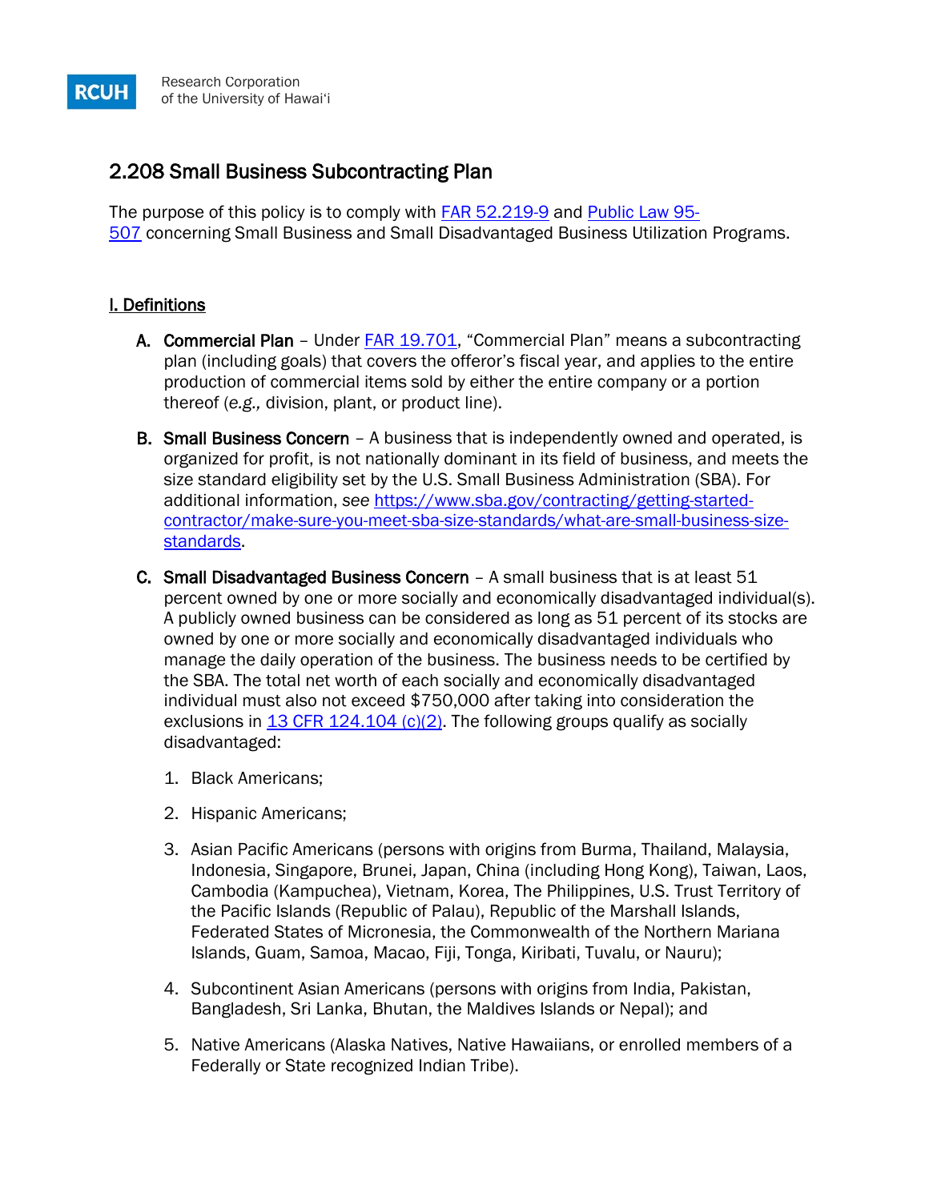Research Corporation of the University of Hawaiʻi

# 2.208 Small Business Subcontracting Plan

The purpose of this policy is to comply with [FAR 52.219-9]() and [Public Law 95-507]() concerning Small Business and Small Disadvantaged Business Utilization Programs.

## I. Definitions

A. **Commercial Plan** – Under [FAR 19.701](), "Commercial Plan" means a subcontracting plan (including goals) that covers the offeror's fiscal year, and applies to the entire production of commercial items sold by either the entire company or a portion thereof (*e.g.,* division, plant, or product line).

B. **Small Business Concern** – A business that is independently owned and operated, is organized for profit, is not nationally dominant in its field of business, and meets the size standard eligibility set by the U.S. Small Business Administration (SBA). For additional information, *see* [https://www.sba.gov/contracting/getting-started-contractor/make-sure-you-meet-sba-size-standards/what-are-small-business-size-standards](https://www.sba.gov/contracting/getting-started-contractor/make-sure-you-meet-sba-size-standards/what-are-small-business-size-standards).

C. **Small Disadvantaged Business Concern** – A small business that is at least 51 percent owned by one or more socially and economically disadvantaged individual(s). A publicly owned business can be considered as long as 51 percent of its stocks are owned by one or more socially and economically disadvantaged individuals who manage the daily operation of the business. The business needs to be certified by the SBA. The total net worth of each socially and economically disadvantaged individual must also not exceed $750,000 after taking into consideration the exclusions in [13 CFR 124.104 (c)(2)](). The following groups qualify as socially disadvantaged:

1. Black Americans;
2. Hispanic Americans;
3. Asian Pacific Americans (persons with origins from Burma, Thailand, Malaysia, Indonesia, Singapore, Brunei, Japan, China (including Hong Kong), Taiwan, Laos, Cambodia (Kampuchea), Vietnam, Korea, The Philippines, U.S. Trust Territory of the Pacific Islands (Republic of Palau), Republic of the Marshall Islands, Federated States of Micronesia, the Commonwealth of the Northern Mariana Islands, Guam, Samoa, Macao, Fiji, Tonga, Kiribati, Tuvalu, or Nauru);
4. Subcontinent Asian Americans (persons with origins from India, Pakistan, Bangladesh, Sri Lanka, Bhutan, the Maldives Islands or Nepal); and
5. Native Americans (Alaska Natives, Native Hawaiians, or enrolled members of a Federally or State recognized Indian Tribe).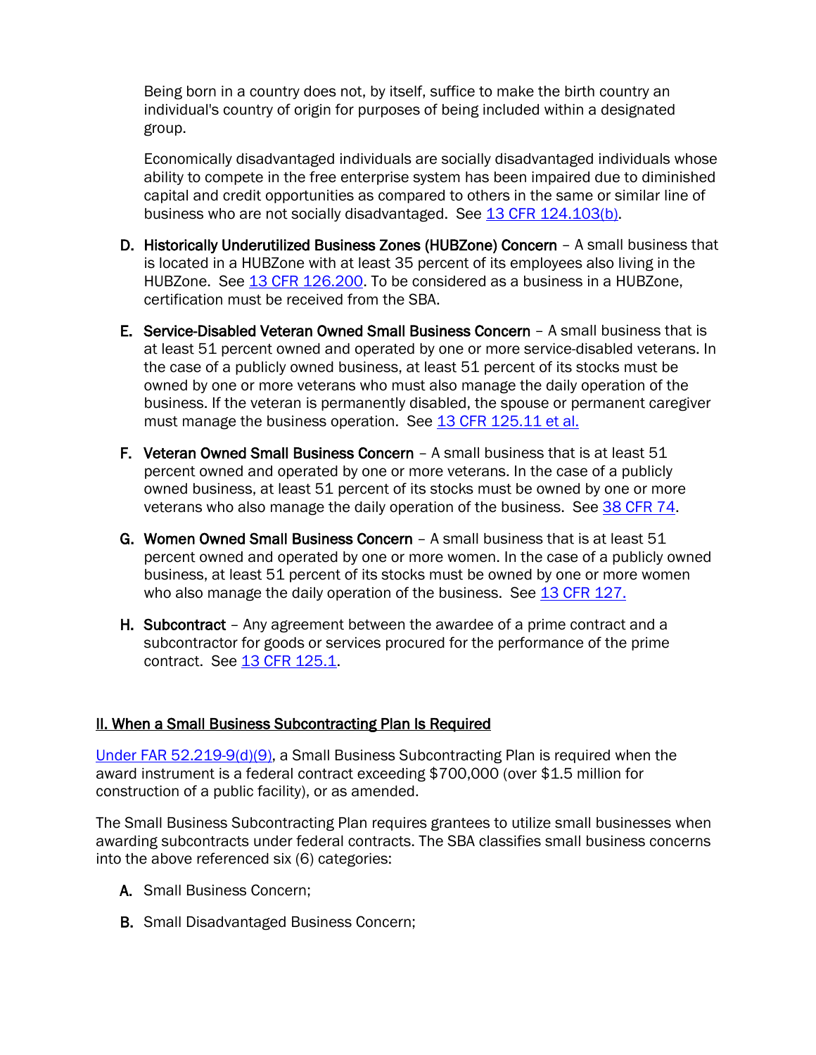Being born in a country does not, by itself, suffice to make the birth country an individual's country of origin for purposes of being included within a designated group.

Economically disadvantaged individuals are socially disadvantaged individuals whose ability to compete in the free enterprise system has been impaired due to diminished capital and credit opportunities as compared to others in the same or similar line of business who are not socially disadvantaged. See 13 CFR 124.103(b).

D. **Historically Underutilized Business Zones (HUBZone) Concern** – A small business that is located in a HUBZone with at least 35 percent of its employees also living in the HUBZone. See 13 CFR 126.200. To be considered as a business in a HUBZone, certification must be received from the SBA.

E. **Service-Disabled Veteran Owned Small Business Concern** – A small business that is at least 51 percent owned and operated by one or more service-disabled veterans. In the case of a publicly owned business, at least 51 percent of its stocks must be owned by one or more veterans who must also manage the daily operation of the business. If the veteran is permanently disabled, the spouse or permanent caregiver must manage the business operation. See 13 CFR 125.11 et al.

F. **Veteran Owned Small Business Concern** – A small business that is at least 51 percent owned and operated by one or more veterans. In the case of a publicly owned business, at least 51 percent of its stocks must be owned by one or more veterans who also manage the daily operation of the business. See 38 CFR 74.

G. **Women Owned Small Business Concern** – A small business that is at least 51 percent owned and operated by one or more women. In the case of a publicly owned business, at least 51 percent of its stocks must be owned by one or more women who also manage the daily operation of the business. See 13 CFR 127.

H. **Subcontract** – Any agreement between the awardee of a prime contract and a subcontractor for goods or services procured for the performance of the prime contract. See 13 CFR 125.1.

## II. When a Small Business Subcontracting Plan Is Required

Under FAR 52.219-9(d)(9), a Small Business Subcontracting Plan is required when the award instrument is a federal contract exceeding $700,000 (over $1.5 million for construction of a public facility), or as amended.

The Small Business Subcontracting Plan requires grantees to utilize small businesses when awarding subcontracts under federal contracts. The SBA classifies small business concerns into the above referenced six (6) categories:

A. Small Business Concern;

B. Small Disadvantaged Business Concern;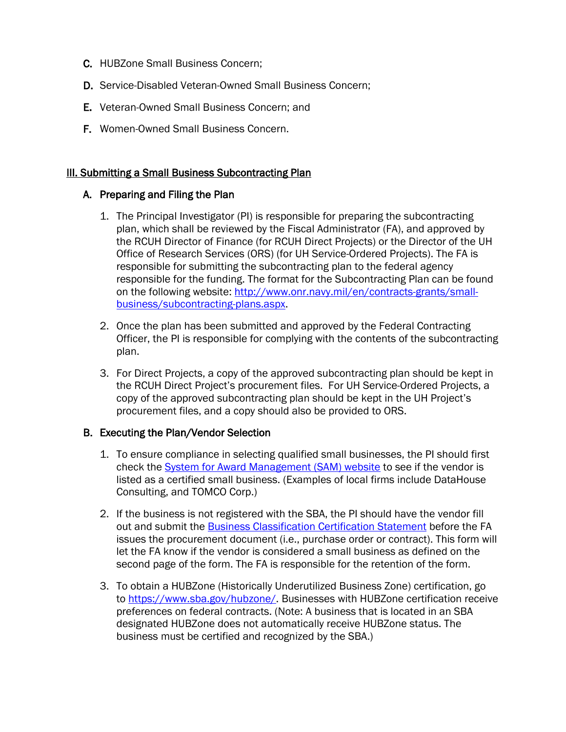C. HUBZone Small Business Concern;

D. Service-Disabled Veteran-Owned Small Business Concern;

E. Veteran-Owned Small Business Concern; and

F. Women-Owned Small Business Concern.

## III. Submitting a Small Business Subcontracting Plan

### A. Preparing and Filing the Plan

1. The Principal Investigator (PI) is responsible for preparing the subcontracting plan, which shall be reviewed by the Fiscal Administrator (FA), and approved by the RCUH Director of Finance (for RCUH Direct Projects) or the Director of the UH Office of Research Services (ORS) (for UH Service-Ordered Projects). The FA is responsible for submitting the subcontracting plan to the federal agency responsible for the funding. The format for the Subcontracting Plan can be found on the following website: [http://www.onr.navy.mil/en/contracts-grants/small-business/subcontracting-plans.aspx](http://www.onr.navy.mil/en/contracts-grants/small-business/subcontracting-plans.aspx).

2. Once the plan has been submitted and approved by the Federal Contracting Officer, the PI is responsible for complying with the contents of the subcontracting plan.

3. For Direct Projects, a copy of the approved subcontracting plan should be kept in the RCUH Direct Project's procurement files. For UH Service-Ordered Projects, a copy of the approved subcontracting plan should be kept in the UH Project's procurement files, and a copy should also be provided to ORS.

### B. Executing the Plan/Vendor Selection

1. To ensure compliance in selecting qualified small businesses, the PI should first check the System for Award Management (SAM) website to see if the vendor is listed as a certified small business. (Examples of local firms include DataHouse Consulting, and TOMCO Corp.)

2. If the business is not registered with the SBA, the PI should have the vendor fill out and submit the Business Classification Certification Statement before the FA issues the procurement document (i.e., purchase order or contract). This form will let the FA know if the vendor is considered a small business as defined on the second page of the form. The FA is responsible for the retention of the form.

3. To obtain a HUBZone (Historically Underutilized Business Zone) certification, go to [https://www.sba.gov/hubzone/](https://www.sba.gov/hubzone/). Businesses with HUBZone certification receive preferences on federal contracts. (Note: A business that is located in an SBA designated HUBZone does not automatically receive HUBZone status. The business must be certified and recognized by the SBA.)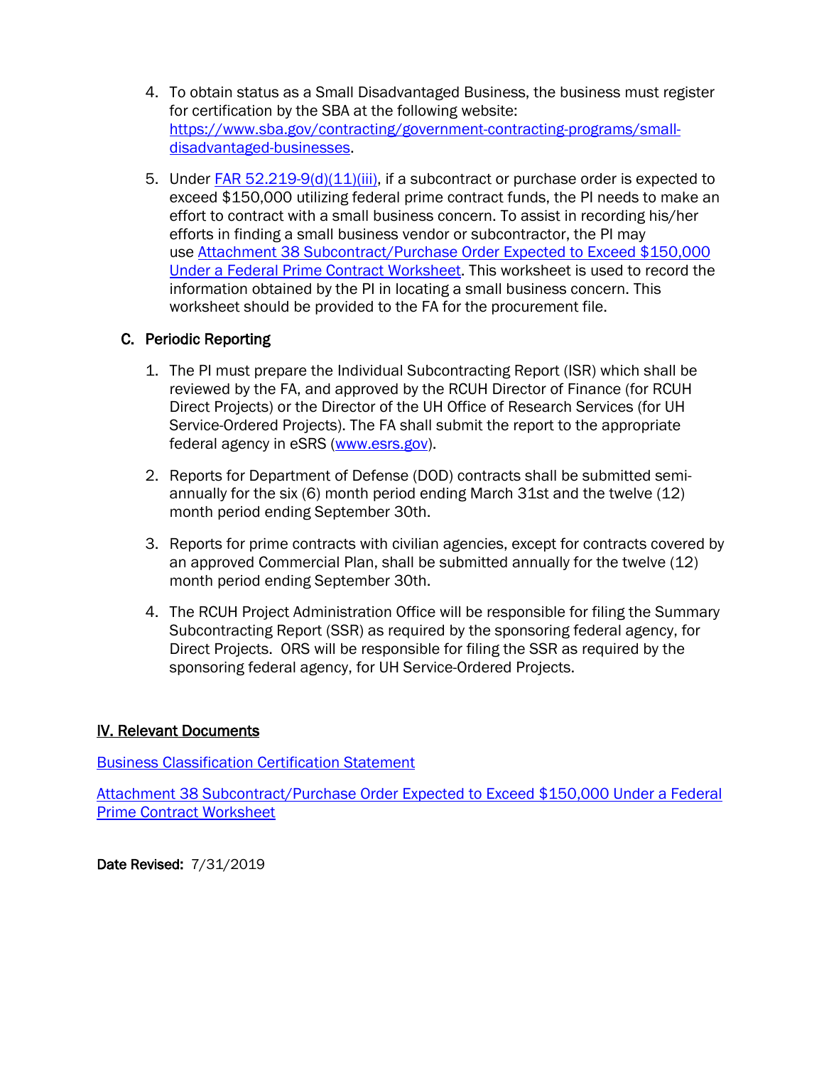4. To obtain status as a Small Disadvantaged Business, the business must register for certification by the SBA at the following website: [https://www.sba.gov/contracting/government-contracting-programs/small-disadvantaged-businesses](https://www.sba.gov/contracting/government-contracting-programs/small-disadvantaged-businesses).

5. Under [FAR 52.219-9(d)(11)(iii)](), if a subcontract or purchase order is expected to exceed $150,000 utilizing federal prime contract funds, the PI needs to make an effort to contract with a small business concern. To assist in recording his/her efforts in finding a small business vendor or subcontractor, the PI may use [Attachment 38 Subcontract/Purchase Order Expected to Exceed $150,000 Under a Federal Prime Contract Worksheet](). This worksheet is used to record the information obtained by the PI in locating a small business concern. This worksheet should be provided to the FA for the procurement file.

### C. Periodic Reporting

1. The PI must prepare the Individual Subcontracting Report (ISR) which shall be reviewed by the FA, and approved by the RCUH Director of Finance (for RCUH Direct Projects) or the Director of the UH Office of Research Services (for UH Service-Ordered Projects). The FA shall submit the report to the appropriate federal agency in eSRS ([www.esrs.gov](www.esrs.gov)).

2. Reports for Department of Defense (DOD) contracts shall be submitted semi-annually for the six (6) month period ending March 31st and the twelve (12) month period ending September 30th.

3. Reports for prime contracts with civilian agencies, except for contracts covered by an approved Commercial Plan, shall be submitted annually for the twelve (12) month period ending September 30th.

4. The RCUH Project Administration Office will be responsible for filing the Summary Subcontracting Report (SSR) as required by the sponsoring federal agency, for Direct Projects. ORS will be responsible for filing the SSR as required by the sponsoring federal agency, for UH Service-Ordered Projects.

## IV. Relevant Documents

[Business Classification Certification Statement]()

[Attachment 38 Subcontract/Purchase Order Expected to Exceed $150,000 Under a Federal Prime Contract Worksheet]()

**Date Revised:** 7/31/2019